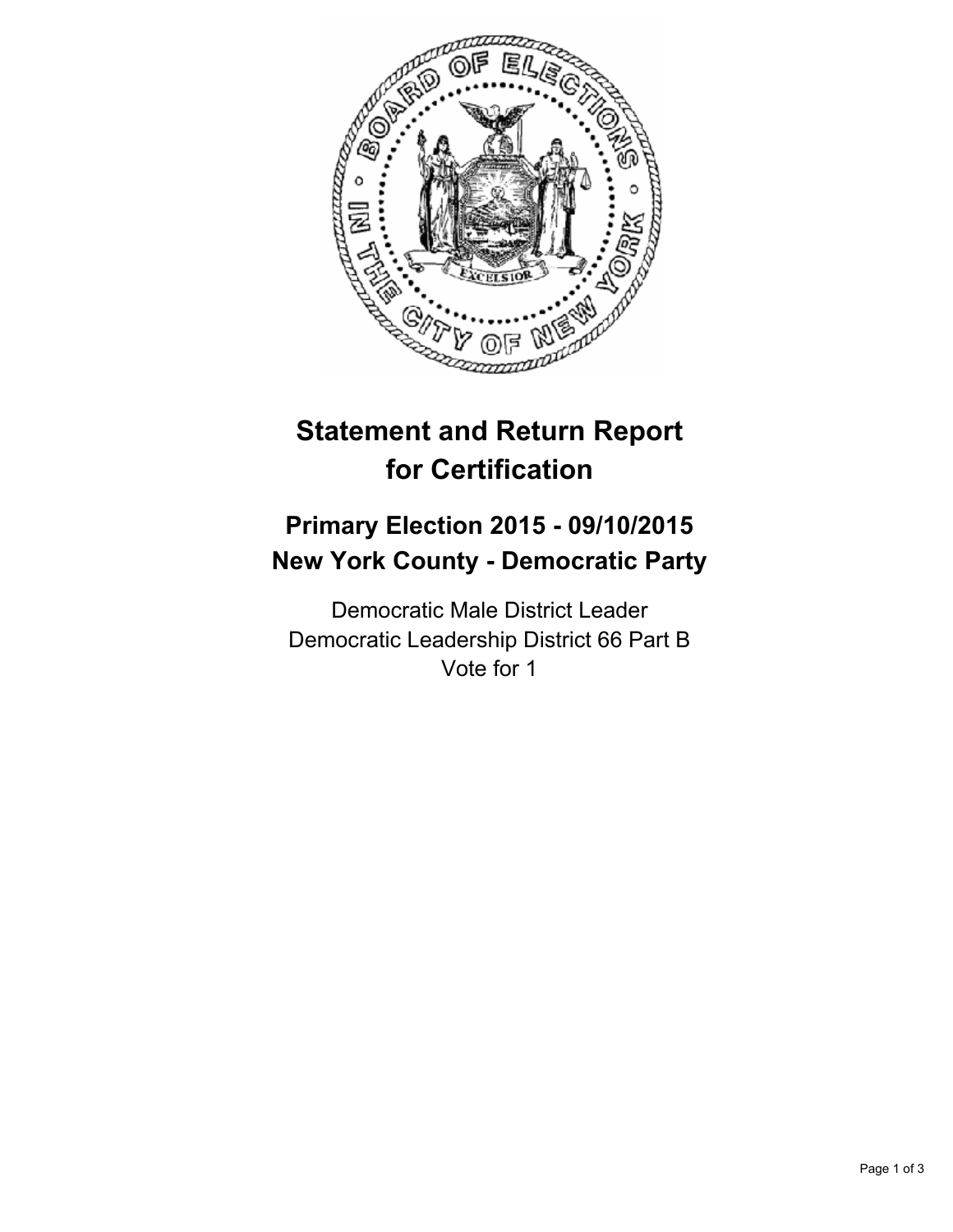# Statement and Return Report for Certification

## Primary Election 2015 - 09/10/2015
## New York County - Democratic Party

Democratic Male District Leader
Democratic Leadership District 66 Part B
Vote for 1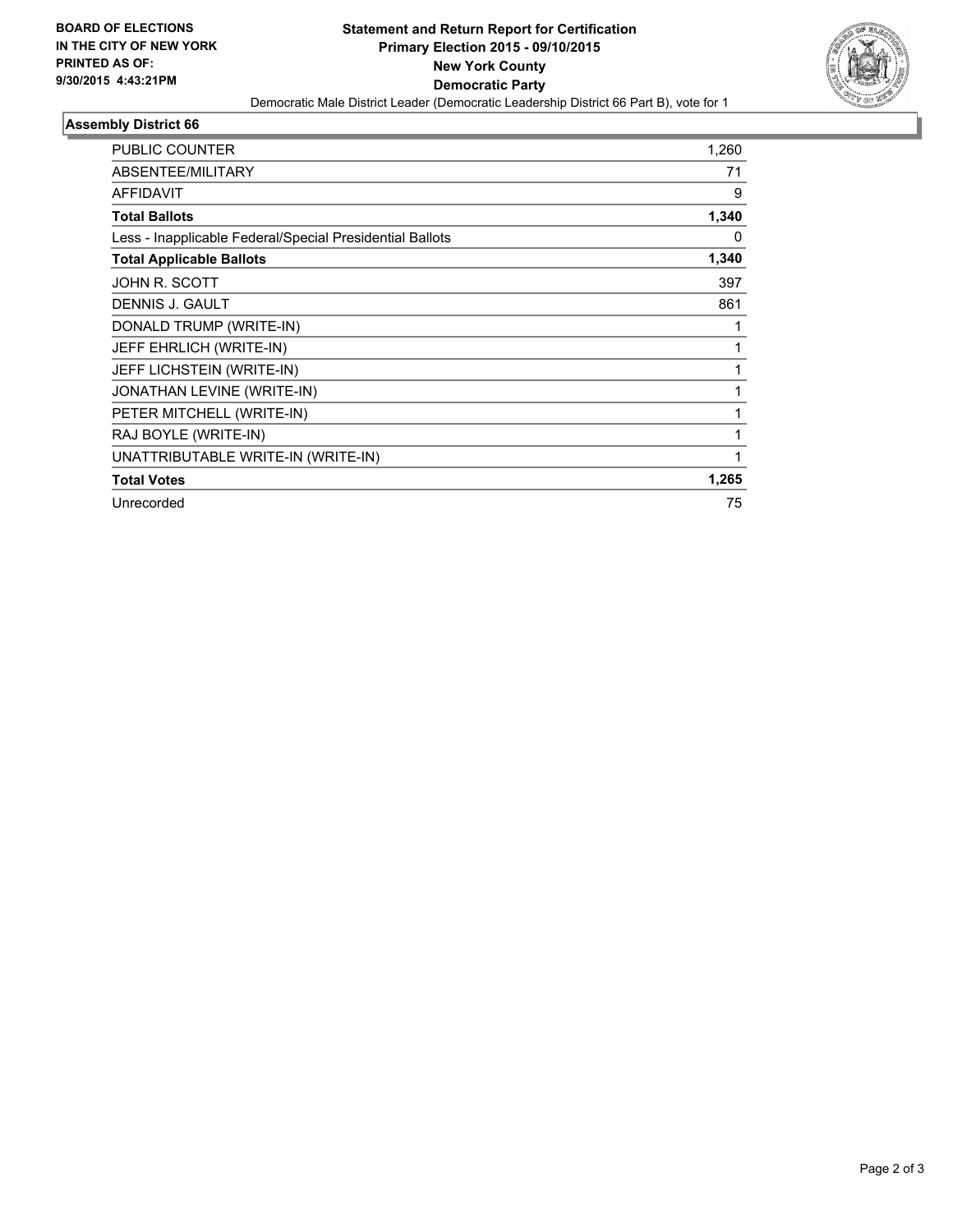BOARD OF ELECTIONS
IN THE CITY OF NEW YORK
PRINTED AS OF:
9/30/2015 4:43:21PM

**Statement and Return Report for Certification**
**Primary Election 2015 - 09/10/2015**
**New York County**
**Democratic Party**
Democratic Male District Leader (Democratic Leadership District 66 Part B), vote for 1

## Assembly District 66

| | |
|---|---|
| PUBLIC COUNTER | 1,260 |
| ABSENTEE/MILITARY | 71 |
| AFFIDAVIT | 9 |
| **Total Ballots** | **1,340** |
| Less - Inapplicable Federal/Special Presidential Ballots | 0 |
| **Total Applicable Ballots** | **1,340** |
| JOHN R. SCOTT | 397 |
| DENNIS J. GAULT | 861 |
| DONALD TRUMP (WRITE-IN) | 1 |
| JEFF EHRLICH (WRITE-IN) | 1 |
| JEFF LICHSTEIN (WRITE-IN) | 1 |
| JONATHAN LEVINE (WRITE-IN) | 1 |
| PETER MITCHELL (WRITE-IN) | 1 |
| RAJ BOYLE (WRITE-IN) | 1 |
| UNATTRIBUTABLE WRITE-IN (WRITE-IN) | 1 |
| **Total Votes** | **1,265** |
| Unrecorded | 75 |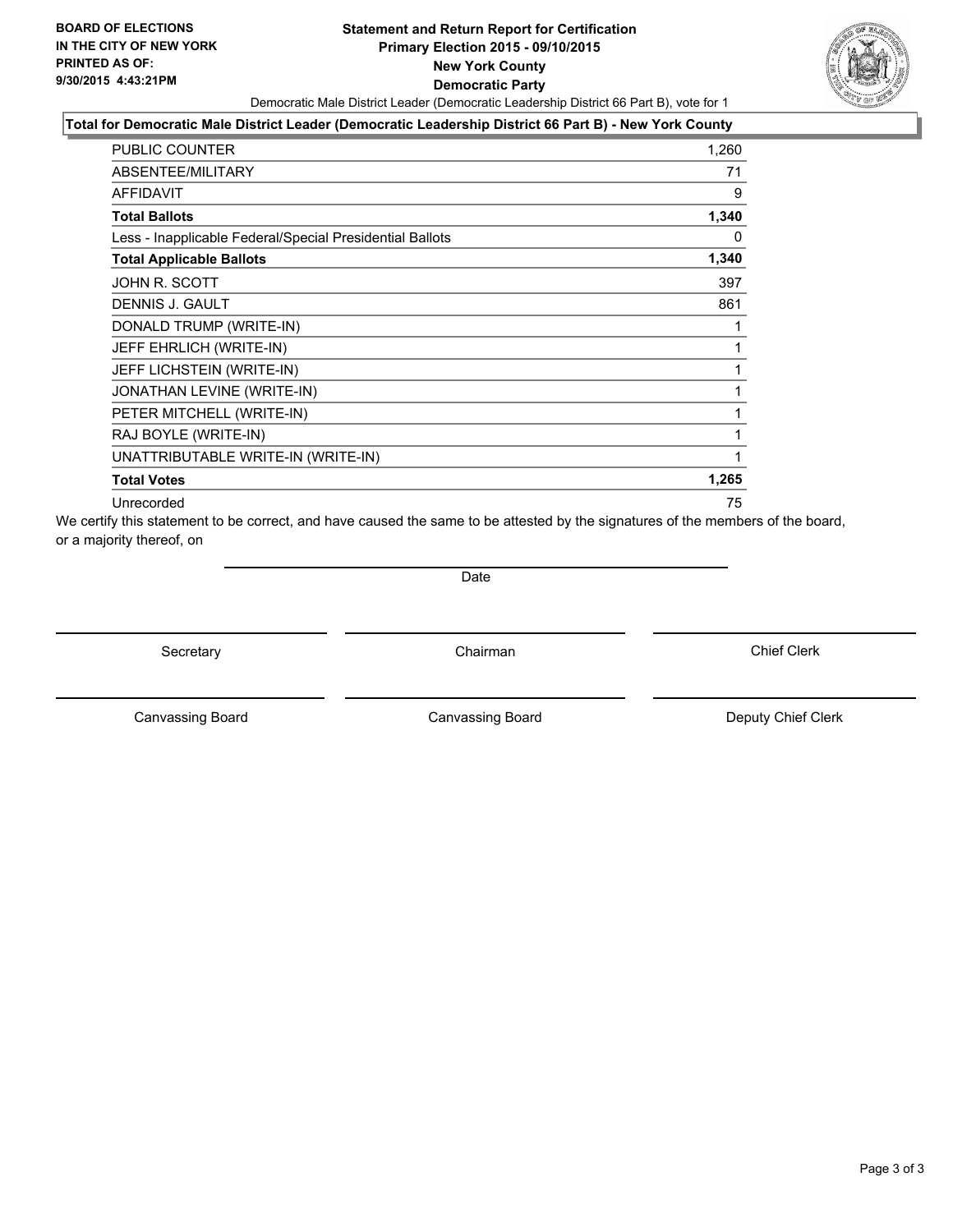**BOARD OF ELECTIONS IN THE CITY OF NEW YORK PRINTED AS OF: 9/30/2015 4:43:21PM**

**Statement and Return Report for Certification**
**Primary Election 2015 - 09/10/2015**
**New York County**
**Democratic Party**

Democratic Male District Leader (Democratic Leadership District 66 Part B), vote for 1

**Total for Democratic Male District Leader (Democratic Leadership District 66 Part B) - New York County**

| | |
|---|---|
| PUBLIC COUNTER | 1,260 |
| ABSENTEE/MILITARY | 71 |
| AFFIDAVIT | 9 |
| **Total Ballots** | **1,340** |
| Less - Inapplicable Federal/Special Presidential Ballots | 0 |
| **Total Applicable Ballots** | **1,340** |
| JOHN R. SCOTT | 397 |
| DENNIS J. GAULT | 861 |
| DONALD TRUMP (WRITE-IN) | 1 |
| JEFF EHRLICH (WRITE-IN) | 1 |
| JEFF LICHSTEIN (WRITE-IN) | 1 |
| JONATHAN LEVINE (WRITE-IN) | 1 |
| PETER MITCHELL (WRITE-IN) | 1 |
| RAJ BOYLE (WRITE-IN) | 1 |
| UNATTRIBUTABLE WRITE-IN (WRITE-IN) | 1 |
| **Total Votes** | **1,265** |
| Unrecorded | 75 |

We certify this statement to be correct, and have caused the same to be attested by the signatures of the members of the board, or a majority thereof, on

Date

Secretary

Chairman

Chief Clerk

Canvassing Board

Canvassing Board

Deputy Chief Clerk